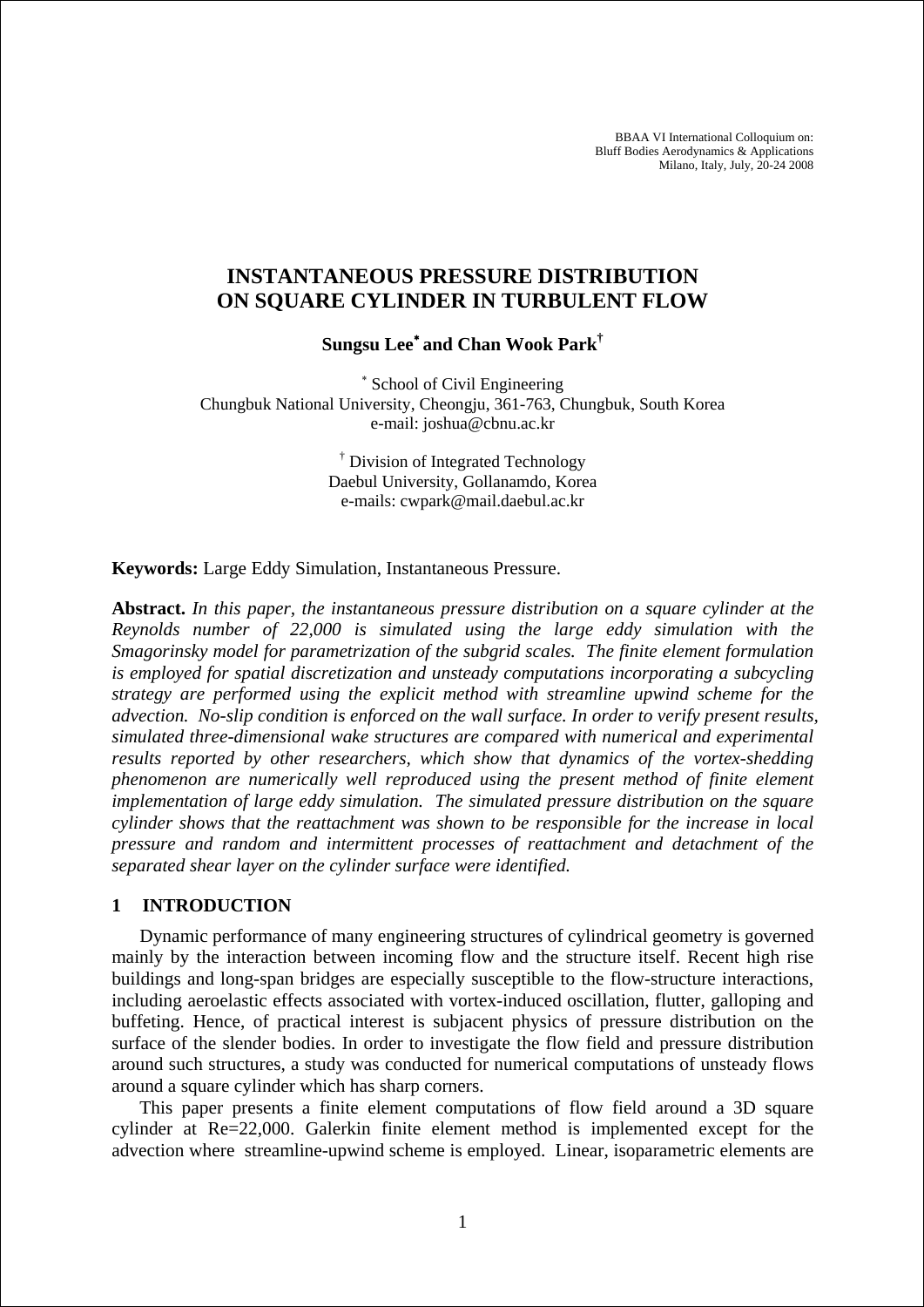BBAA VI International Colloquium on:
Bluff Bodies Aerodynamics & Applications
Milano, Italy, July, 20-24 2008

# INSTANTANEOUS PRESSURE DISTRIBUTION ON SQUARE CYLINDER IN TURBULENT FLOW

**Sungsu Lee[*] and Chan Wook Park[†]**

[*] School of Civil Engineering
Chungbuk National University, Cheongju, 361-763, Chungbuk, South Korea
e-mail: joshua@cbnu.ac.kr

[†] Division of Integrated Technology
Daebul University, Gollanamdo, Korea
e-mails: cwpark@mail.daebul.ac.kr

**Keywords:** Large Eddy Simulation, Instantaneous Pressure.

**Abstract.** *In this paper, the instantaneous pressure distribution on a square cylinder at the Reynolds number of 22,000 is simulated using the large eddy simulation with the Smagorinsky model for parametrization of the subgrid scales. The finite element formulation is employed for spatial discretization and unsteady computations incorporating a subcycling strategy are performed using the explicit method with streamline upwind scheme for the advection. No-slip condition is enforced on the wall surface. In order to verify present results, simulated three-dimensional wake structures are compared with numerical and experimental results reported by other researchers, which show that dynamics of the vortex-shedding phenomenon are numerically well reproduced using the present method of finite element implementation of large eddy simulation. The simulated pressure distribution on the square cylinder shows that the reattachment was shown to be responsible for the increase in local pressure and random and intermittent processes of reattachment and detachment of the separated shear layer on the cylinder surface were identified.*

## 1 INTRODUCTION

Dynamic performance of many engineering structures of cylindrical geometry is governed mainly by the interaction between incoming flow and the structure itself. Recent high rise buildings and long-span bridges are especially susceptible to the flow-structure interactions, including aeroelastic effects associated with vortex-induced oscillation, flutter, galloping and buffeting. Hence, of practical interest is subjacent physics of pressure distribution on the surface of the slender bodies. In order to investigate the flow field and pressure distribution around such structures, a study was conducted for numerical computations of unsteady flows around a square cylinder which has sharp corners.

This paper presents a finite element computations of flow field around a 3D square cylinder at Re=22,000. Galerkin finite element method is implemented except for the advection where streamline-upwind scheme is employed. Linear, isoparametric elements are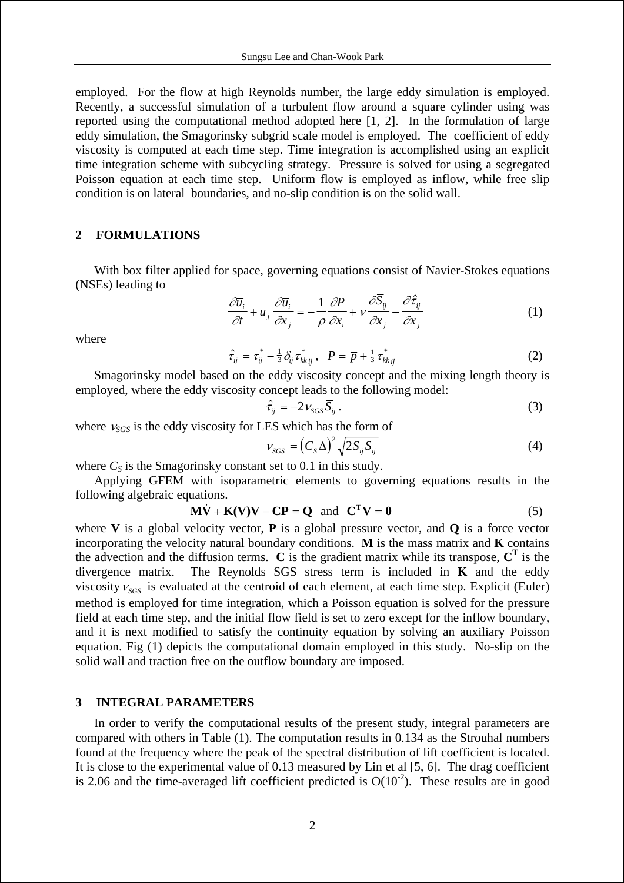employed. For the flow at high Reynolds number, the large eddy simulation is employed. Recently, a successful simulation of a turbulent flow around a square cylinder using was reported using the computational method adopted here [1, 2]. In the formulation of large eddy simulation, the Smagorinsky subgrid scale model is employed. The coefficient of eddy viscosity is computed at each time step. Time integration is accomplished using an explicit time integration scheme with subcycling strategy. Pressure is solved for using a segregated Poisson equation at each time step. Uniform flow is employed as inflow, while free slip condition is on lateral boundaries, and no-slip condition is on the solid wall.

## 2 FORMULATIONS

With box filter applied for space, governing equations consist of Navier-Stokes equations (NSEs) leading to

$$\frac{\partial \overline{u}_i}{\partial t} + \overline{u}_j \frac{\partial \overline{u}_i}{\partial x_j} = -\frac{1}{\rho}\frac{\partial P}{\partial x_i} + \nu \frac{\partial \overline{S}_{ij}}{\partial x_j} - \frac{\partial \hat{\tau}_{ij}}{\partial x_j} \tag{1}$$

where

$$\hat{\tau}_{ij} = \tau_{ij}^* - \tfrac{1}{3}\delta_{ij}\tau_{kk\,ij}^*, \quad P = \overline{p} + \tfrac{1}{3}\tau_{kk\,ij}^* \tag{2}$$

Smagorinsky model based on the eddy viscosity concept and the mixing length theory is employed, where the eddy viscosity concept leads to the following model:

$$\hat{\tau}_{ij} = -2\nu_{SGS}\overline{S}_{ij}. \tag{3}$$

where $\nu_{SGS}$ is the eddy viscosity for LES which has the form of

$$\nu_{SGS} = \left(C_S \Delta\right)^2 \sqrt{2\overline{S}_{ij}\overline{S}_{ij}} \tag{4}$$

where $C_S$ is the Smagorinsky constant set to 0.1 in this study.

Applying GFEM with isoparametric elements to governing equations results in the following algebraic equations.

$$\mathbf{M\dot{V}} + \mathbf{K(V)V} - \mathbf{CP} = \mathbf{Q} \quad \text{and} \quad \mathbf{C^T V} = \mathbf{0} \tag{5}$$

where **V** is a global velocity vector, **P** is a global pressure vector, and **Q** is a force vector incorporating the velocity natural boundary conditions. **M** is the mass matrix and **K** contains the advection and the diffusion terms. **C** is the gradient matrix while its transpose, $\mathbf{C^T}$ is the divergence matrix. The Reynolds SGS stress term is included in **K** and the eddy viscosity $\nu_{SGS}$ is evaluated at the centroid of each element, at each time step. Explicit (Euler) method is employed for time integration, which a Poisson equation is solved for the pressure field at each time step, and the initial flow field is set to zero except for the inflow boundary, and it is next modified to satisfy the continuity equation by solving an auxiliary Poisson equation. Fig (1) depicts the computational domain employed in this study. No-slip on the solid wall and traction free on the outflow boundary are imposed.

## 3 INTEGRAL PARAMETERS

In order to verify the computational results of the present study, integral parameters are compared with others in Table (1). The computation results in 0.134 as the Strouhal numbers found at the frequency where the peak of the spectral distribution of lift coefficient is located. It is close to the experimental value of 0.13 measured by Lin et al [5, 6]. The drag coefficient is 2.06 and the time-averaged lift coefficient predicted is $O(10^{-2})$. These results are in good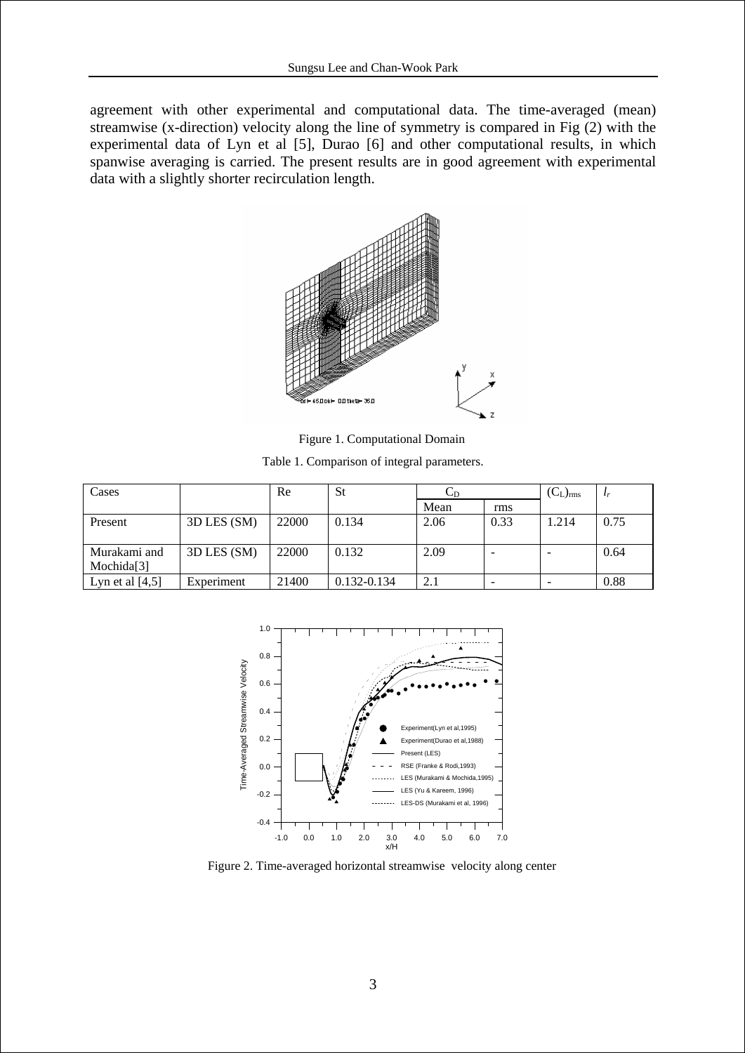agreement with other experimental and computational data. The time-averaged (mean) streamwise (x-direction) velocity along the line of symmetry is compared in Fig (2) with the experimental data of Lyn et al [5], Durao [6] and other computational results, in which spanwise averaging is carried. The present results are in good agreement with experimental data with a slightly shorter recirculation length.

Figure 1. Computational Domain

Table 1. Comparison of integral parameters.

| Cases | | Re | St | $C_D$ | | $(C_L)_{rms}$ | $l_r$ |
|---|---|---|---|---|---|---|---|
| | | | | Mean | rms | | |
| Present | 3D LES (SM) | 22000 | 0.134 | 2.06 | 0.33 | 1.214 | 0.75 |
| Murakami and Mochida[3] | 3D LES (SM) | 22000 | 0.132 | 2.09 | - | - | 0.64 |
| Lyn et al [4,5] | Experiment | 21400 | 0.132-0.134 | 2.1 | - | - | 0.88 |

Figure 2. Time-averaged horizontal streamwise velocity along center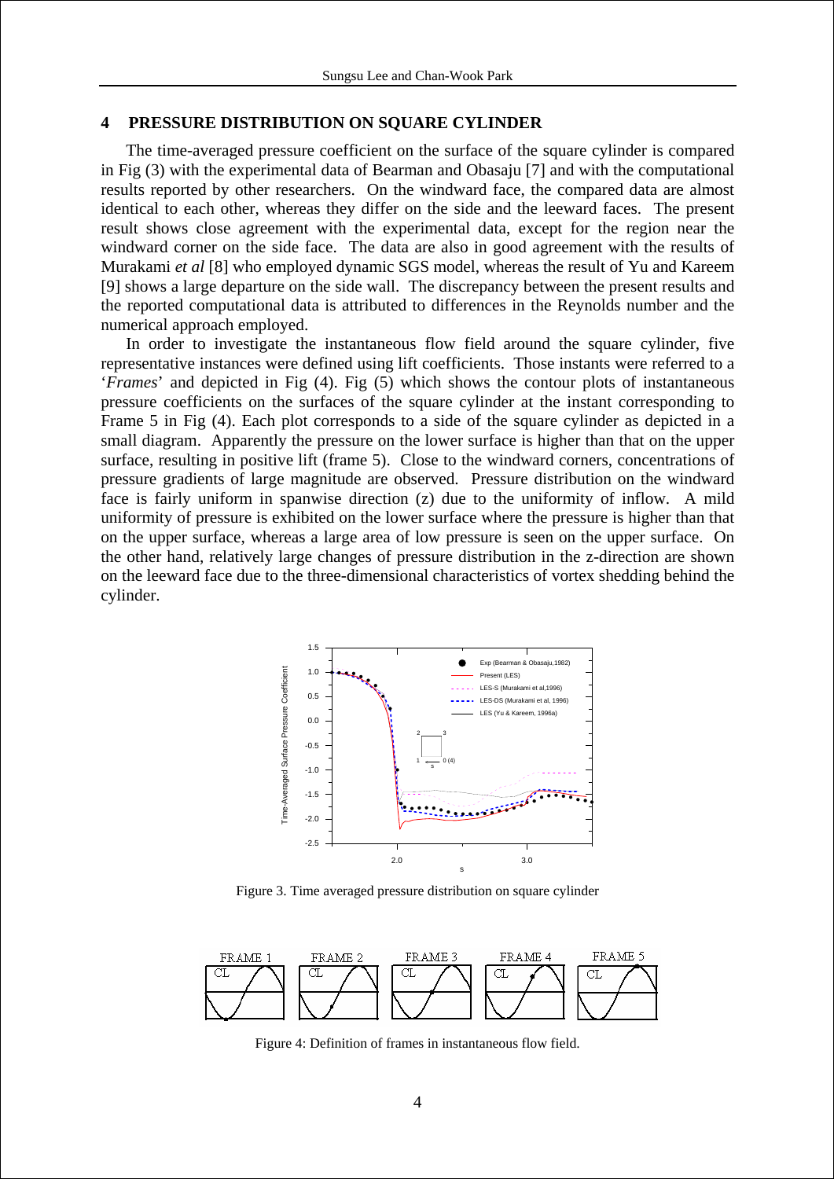## 4 PRESSURE DISTRIBUTION ON SQUARE CYLINDER

The time-averaged pressure coefficient on the surface of the square cylinder is compared in Fig (3) with the experimental data of Bearman and Obasaju [7] and with the computational results reported by other researchers. On the windward face, the compared data are almost identical to each other, whereas they differ on the side and the leeward faces. The present result shows close agreement with the experimental data, except for the region near the windward corner on the side face. The data are also in good agreement with the results of Murakami *et al* [8] who employed dynamic SGS model, whereas the result of Yu and Kareem [9] shows a large departure on the side wall. The discrepancy between the present results and the reported computational data is attributed to differences in the Reynolds number and the numerical approach employed.

In order to investigate the instantaneous flow field around the square cylinder, five representative instances were defined using lift coefficients. Those instants were referred to a '*Frames*' and depicted in Fig (4). Fig (5) which shows the contour plots of instantaneous pressure coefficients on the surfaces of the square cylinder at the instant corresponding to Frame 5 in Fig (4). Each plot corresponds to a side of the square cylinder as depicted in a small diagram. Apparently the pressure on the lower surface is higher than that on the upper surface, resulting in positive lift (frame 5). Close to the windward corners, concentrations of pressure gradients of large magnitude are observed. Pressure distribution on the windward face is fairly uniform in spanwise direction (z) due to the uniformity of inflow. A mild uniformity of pressure is exhibited on the lower surface where the pressure is higher than that on the upper surface, whereas a large area of low pressure is seen on the upper surface. On the other hand, relatively large changes of pressure distribution in the z-direction are shown on the leeward face due to the three-dimensional characteristics of vortex shedding behind the cylinder.

Figure 3. Time averaged pressure distribution on square cylinder

Figure 4: Definition of frames in instantaneous flow field.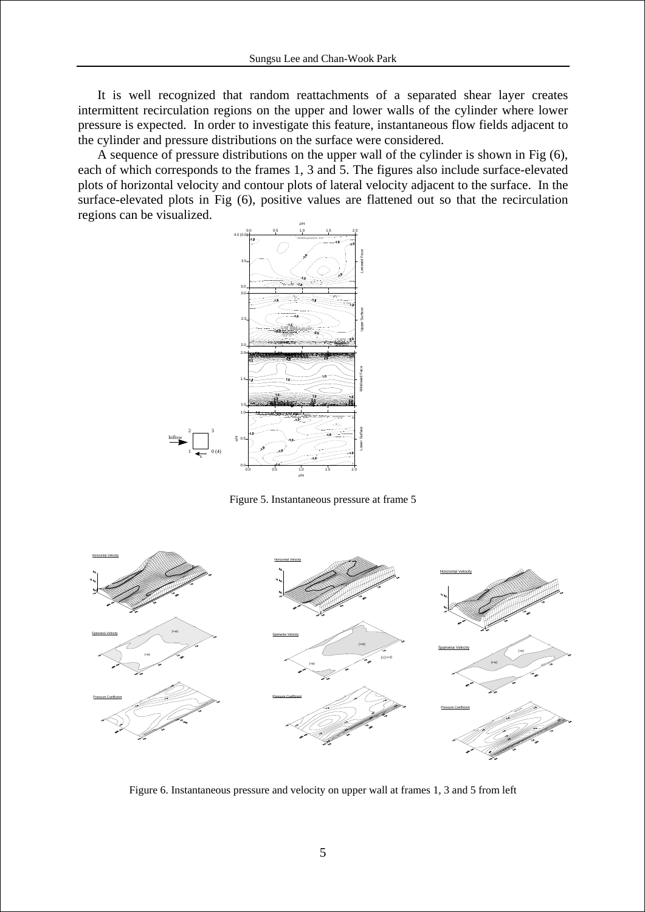It is well recognized that random reattachments of a separated shear layer creates intermittent recirculation regions on the upper and lower walls of the cylinder where lower pressure is expected. In order to investigate this feature, instantaneous flow fields adjacent to the cylinder and pressure distributions on the surface were considered.

A sequence of pressure distributions on the upper wall of the cylinder is shown in Fig (6), each of which corresponds to the frames 1, 3 and 5. The figures also include surface-elevated plots of horizontal velocity and contour plots of lateral velocity adjacent to the surface. In the surface-elevated plots in Fig (6), positive values are flattened out so that the recirculation regions can be visualized.

Figure 5. Instantaneous pressure at frame 5

Figure 6. Instantaneous pressure and velocity on upper wall at frames 1, 3 and 5 from left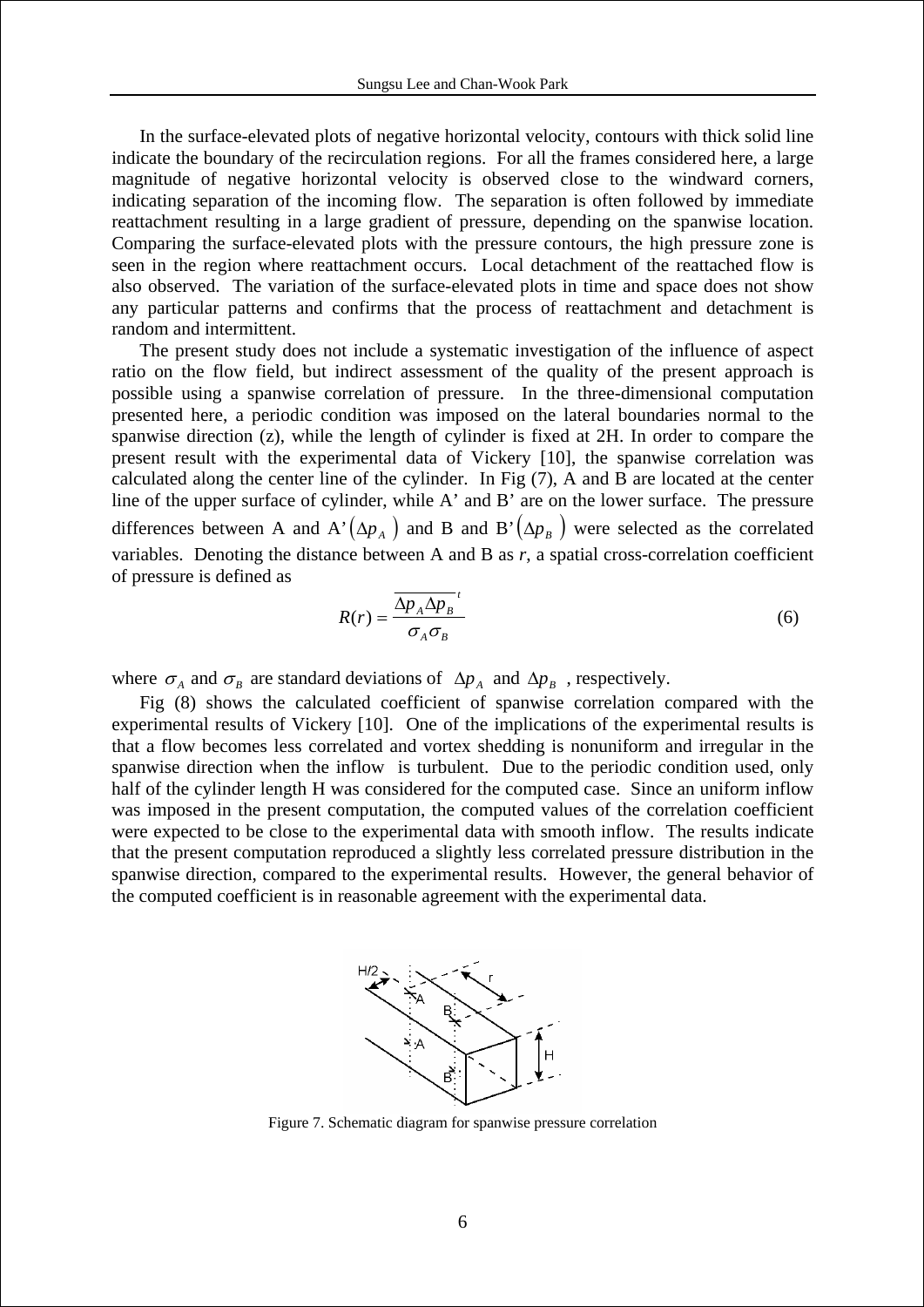In the surface-elevated plots of negative horizontal velocity, contours with thick solid line indicate the boundary of the recirculation regions. For all the frames considered here, a large magnitude of negative horizontal velocity is observed close to the windward corners, indicating separation of the incoming flow. The separation is often followed by immediate reattachment resulting in a large gradient of pressure, depending on the spanwise location. Comparing the surface-elevated plots with the pressure contours, the high pressure zone is seen in the region where reattachment occurs. Local detachment of the reattached flow is also observed. The variation of the surface-elevated plots in time and space does not show any particular patterns and confirms that the process of reattachment and detachment is random and intermittent.

The present study does not include a systematic investigation of the influence of aspect ratio on the flow field, but indirect assessment of the quality of the present approach is possible using a spanwise correlation of pressure. In the three-dimensional computation presented here, a periodic condition was imposed on the lateral boundaries normal to the spanwise direction (z), while the length of cylinder is fixed at 2H. In order to compare the present result with the experimental data of Vickery [10], the spanwise correlation was calculated along the center line of the cylinder. In Fig (7), A and B are located at the center line of the upper surface of cylinder, while A' and B' are on the lower surface. The pressure differences between A and A' $(\Delta p_A)$ and B and B' $(\Delta p_B)$ were selected as the correlated variables. Denoting the distance between A and B as *r*, a spatial cross-correlation coefficient of pressure is defined as

$$R(r) = \frac{\overline{\Delta p_A \Delta p_B}^{\,t}}{\sigma_A \sigma_B} \tag{6}$$

where $\sigma_A$ and $\sigma_B$ are standard deviations of $\Delta p_A$ and $\Delta p_B$ , respectively.

Fig (8) shows the calculated coefficient of spanwise correlation compared with the experimental results of Vickery [10]. One of the implications of the experimental results is that a flow becomes less correlated and vortex shedding is nonuniform and irregular in the spanwise direction when the inflow is turbulent. Due to the periodic condition used, only half of the cylinder length H was considered for the computed case. Since an uniform inflow was imposed in the present computation, the computed values of the correlation coefficient were expected to be close to the experimental data with smooth inflow. The results indicate that the present computation reproduced a slightly less correlated pressure distribution in the spanwise direction, compared to the experimental results. However, the general behavior of the computed coefficient is in reasonable agreement with the experimental data.

Figure 7. Schematic diagram for spanwise pressure correlation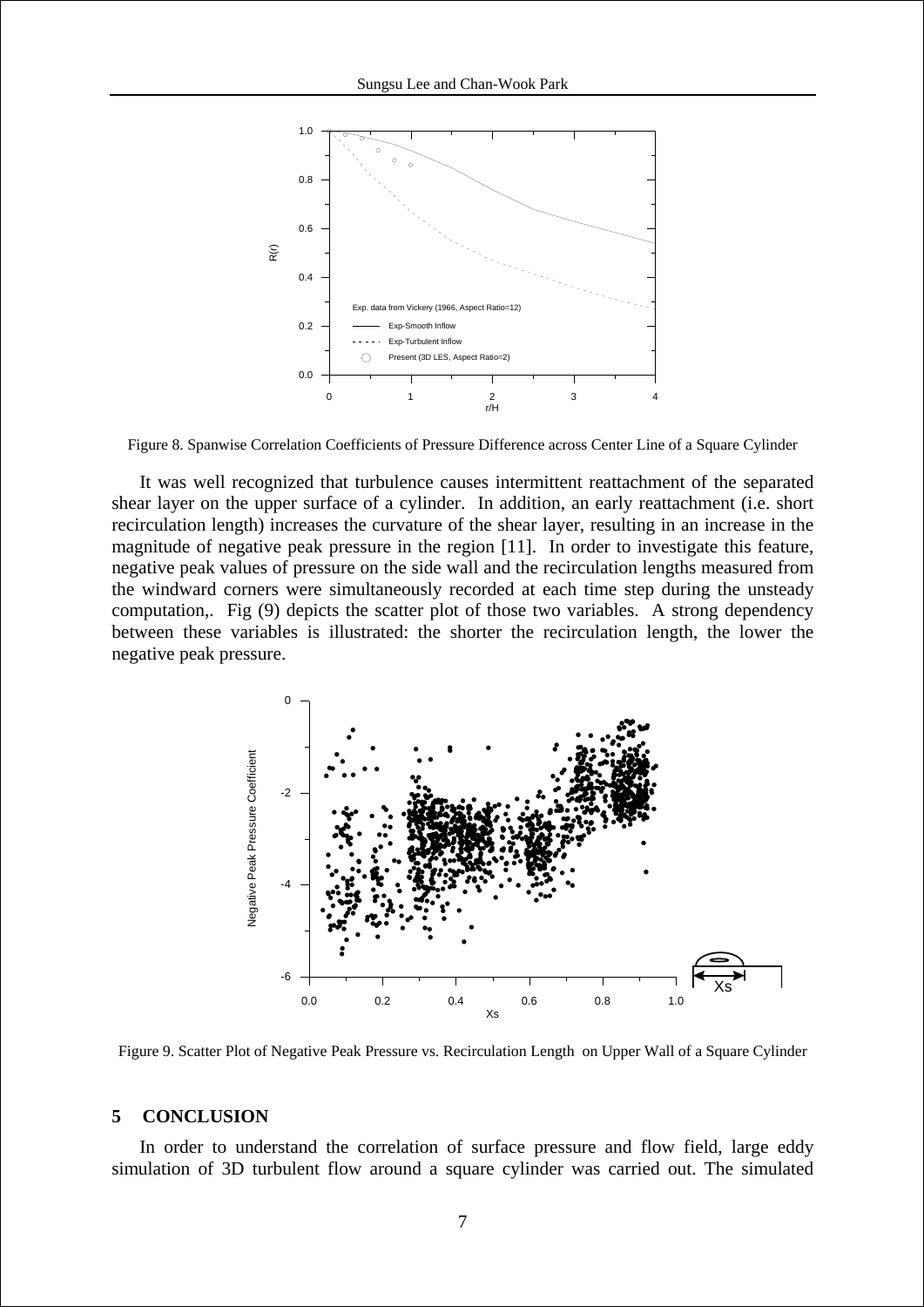Figure 8. Spanwise Correlation Coefficients of Pressure Difference across Center Line of a Square Cylinder

It was well recognized that turbulence causes intermittent reattachment of the separated shear layer on the upper surface of a cylinder. In addition, an early reattachment (i.e. short recirculation length) increases the curvature of the shear layer, resulting in an increase in the magnitude of negative peak pressure in the region [11]. In order to investigate this feature, negative peak values of pressure on the side wall and the recirculation lengths measured from the windward corners were simultaneously recorded at each time step during the unsteady computation,. Fig (9) depicts the scatter plot of those two variables. A strong dependency between these variables is illustrated: the shorter the recirculation length, the lower the negative peak pressure.

Figure 9. Scatter Plot of Negative Peak Pressure vs. Recirculation Length on Upper Wall of a Square Cylinder

## 5 CONCLUSION

In order to understand the correlation of surface pressure and flow field, large eddy simulation of 3D turbulent flow around a square cylinder was carried out. The simulated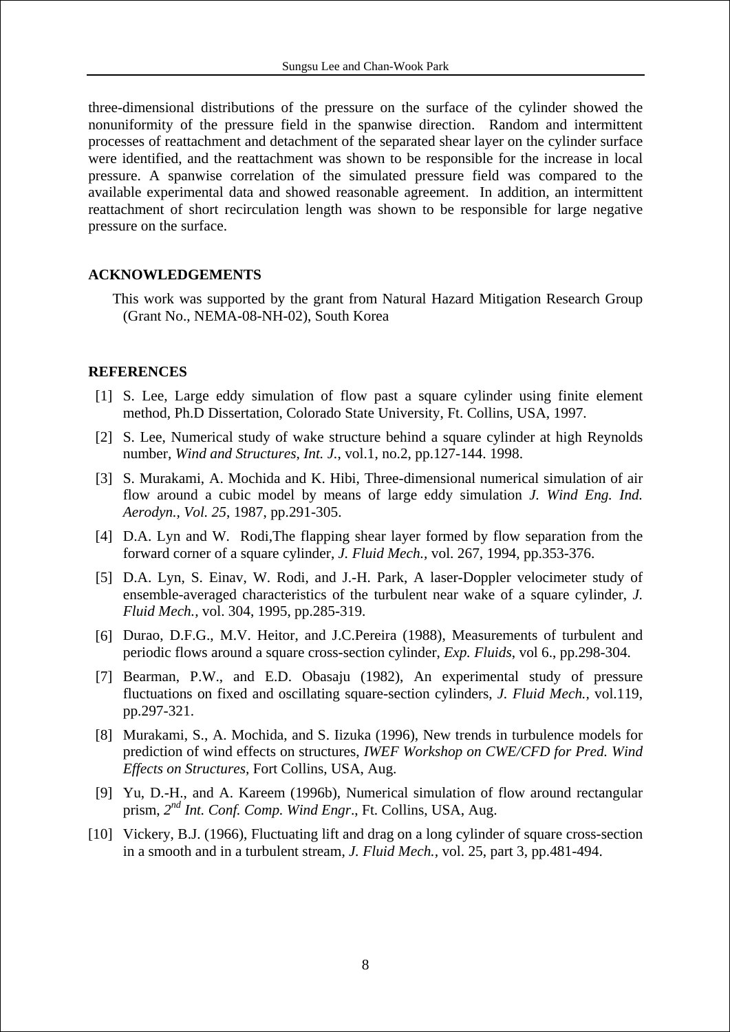three-dimensional distributions of the pressure on the surface of the cylinder showed the nonuniformity of the pressure field in the spanwise direction. Random and intermittent processes of reattachment and detachment of the separated shear layer on the cylinder surface were identified, and the reattachment was shown to be responsible for the increase in local pressure. A spanwise correlation of the simulated pressure field was compared to the available experimental data and showed reasonable agreement. In addition, an intermittent reattachment of short recirculation length was shown to be responsible for large negative pressure on the surface.

## ACKNOWLEDGEMENTS

This work was supported by the grant from Natural Hazard Mitigation Research Group (Grant No., NEMA-08-NH-02), South Korea

## REFERENCES

[1] S. Lee, Large eddy simulation of flow past a square cylinder using finite element method, Ph.D Dissertation, Colorado State University, Ft. Collins, USA, 1997.

[2] S. Lee, Numerical study of wake structure behind a square cylinder at high Reynolds number, *Wind and Structures, Int. J.*, vol.1, no.2, pp.127-144. 1998.

[3] S. Murakami, A. Mochida and K. Hibi, Three-dimensional numerical simulation of air flow around a cubic model by means of large eddy simulation *J. Wind Eng. Ind. Aerodyn., Vol. 25*, 1987, pp.291-305.

[4] D.A. Lyn and W. Rodi,The flapping shear layer formed by flow separation from the forward corner of a square cylinder, *J. Fluid Mech.,* vol. 267, 1994, pp.353-376.

[5] D.A. Lyn, S. Einav, W. Rodi, and J.-H. Park, A laser-Doppler velocimeter study of ensemble-averaged characteristics of the turbulent near wake of a square cylinder, *J. Fluid Mech.,* vol. 304, 1995, pp.285-319.

[6] Durao, D.F.G., M.V. Heitor, and J.C.Pereira (1988), Measurements of turbulent and periodic flows around a square cross-section cylinder, *Exp. Fluids*, vol 6., pp.298-304.

[7] Bearman, P.W., and E.D. Obasaju (1982), An experimental study of pressure fluctuations on fixed and oscillating square-section cylinders, *J. Fluid Mech.,* vol.119, pp.297-321.

[8] Murakami, S., A. Mochida, and S. Iizuka (1996), New trends in turbulence models for prediction of wind effects on structures, *IWEF Workshop on CWE/CFD for Pred. Wind Effects on Structures,* Fort Collins, USA, Aug.

[9] Yu, D.-H., and A. Kareem (1996b), Numerical simulation of flow around rectangular prism, *2nd Int. Conf. Comp. Wind Engr*., Ft. Collins, USA, Aug.

[10] Vickery, B.J. (1966), Fluctuating lift and drag on a long cylinder of square cross-section in a smooth and in a turbulent stream, *J. Fluid Mech.,* vol. 25, part 3, pp.481-494.